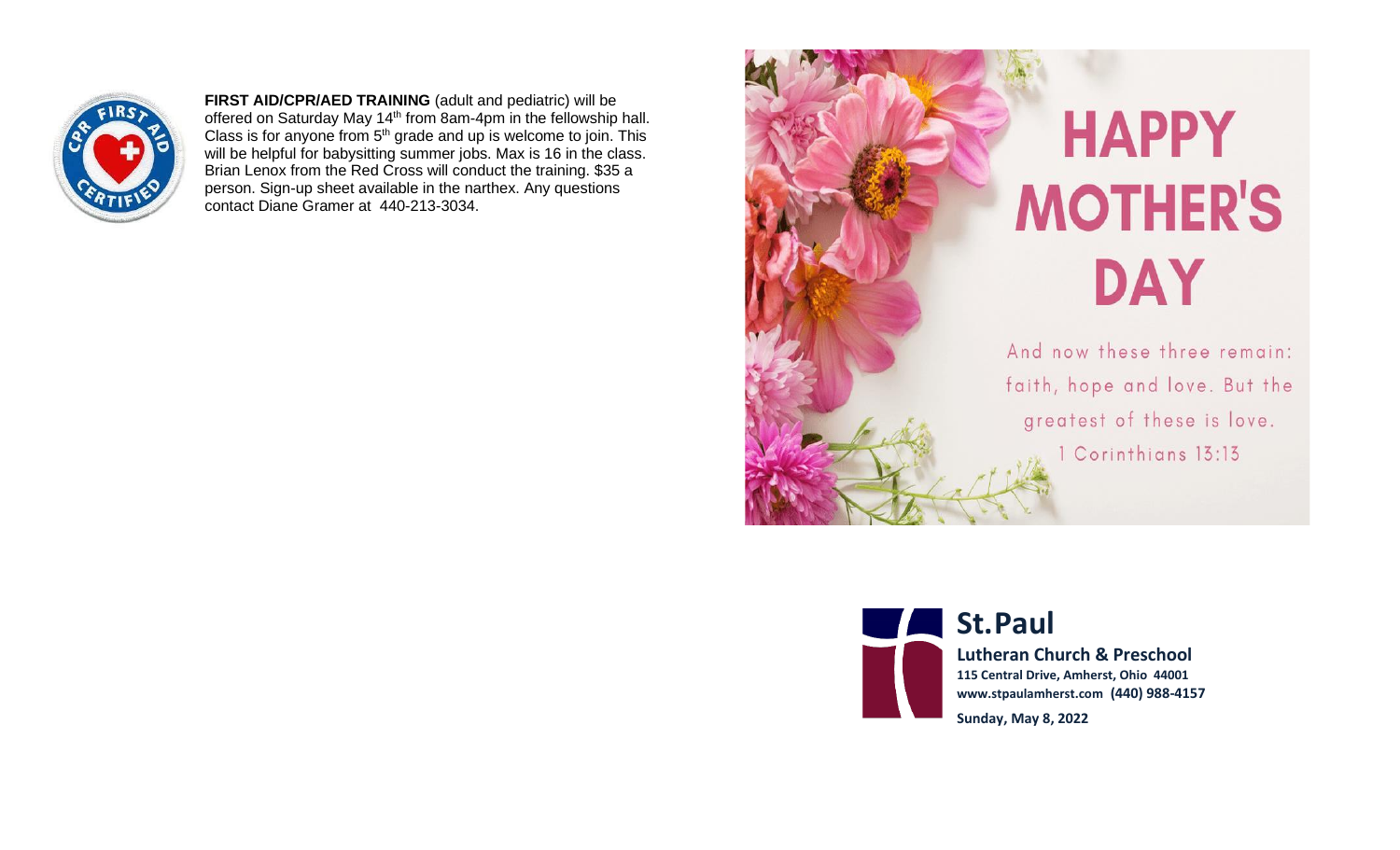**FIRST AID/CPR/AED TRAINING** (adult and pediatric) will be offered on Saturday May 14th from 8am-4pm in the fellowship hall. Class is for anyone from 5th grade and up is welcome to join. This will be helpful for babysitting summer jobs. Max is 16 in the class. Brian Lenox from the Red Cross will conduct the training. $35 a person. Sign-up sheet available in the narthex. Any questions contact Diane Gramer at 440-213-3034.

# HAPPY MOTHER'S DAY

And now these three remain: faith, hope and love. But the greatest of these is love.
1 Corinthians 13:13

# St.Paul

**Lutheran Church & Preschool**
**115 Central Drive, Amherst, Ohio 44001**
**www.stpaulamherst.com (440) 988-4157**

**Sunday, May 8, 2022**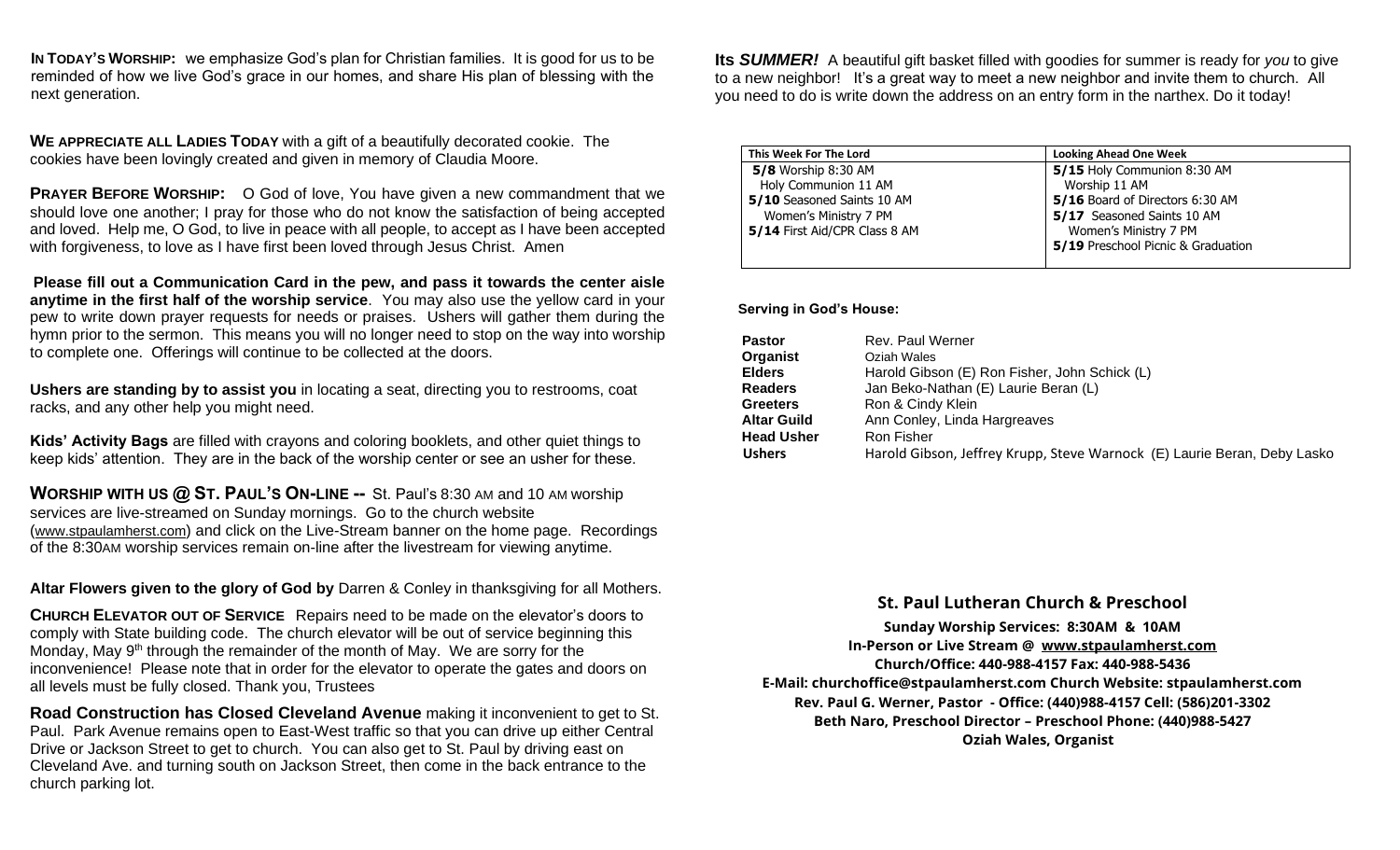**IN TODAY'S WORSHIP:** we emphasize God's plan for Christian families. It is good for us to be reminded of how we live God's grace in our homes, and share His plan of blessing with the next generation.

**WE APPRECIATE ALL LADIES TODAY** with a gift of a beautifully decorated cookie. The cookies have been lovingly created and given in memory of Claudia Moore.

**PRAYER BEFORE WORSHIP:** O God of love, You have given a new commandment that we should love one another; I pray for those who do not know the satisfaction of being accepted and loved. Help me, O God, to live in peace with all people, to accept as I have been accepted with forgiveness, to love as I have first been loved through Jesus Christ. Amen

**Please fill out a Communication Card in the pew, and pass it towards the center aisle anytime in the first half of the worship service**. You may also use the yellow card in your pew to write down prayer requests for needs or praises. Ushers will gather them during the hymn prior to the sermon. This means you will no longer need to stop on the way into worship to complete one. Offerings will continue to be collected at the doors.

**Ushers are standing by to assist you** in locating a seat, directing you to restrooms, coat racks, and any other help you might need.

**Kids' Activity Bags** are filled with crayons and coloring booklets, and other quiet things to keep kids' attention. They are in the back of the worship center or see an usher for these.

**WORSHIP WITH US @ ST. PAUL'S ON-LINE --** St. Paul's 8:30 AM and 10 AM worship services are live-streamed on Sunday mornings. Go to the church website (www.stpaulamherst.com) and click on the Live-Stream banner on the home page. Recordings of the 8:30AM worship services remain on-line after the livestream for viewing anytime.

**Altar Flowers given to the glory of God by** Darren & Conley in thanksgiving for all Mothers.

**CHURCH ELEVATOR OUT OF SERVICE** Repairs need to be made on the elevator's doors to comply with State building code. The church elevator will be out of service beginning this Monday, May 9th through the remainder of the month of May. We are sorry for the inconvenience! Please note that in order for the elevator to operate the gates and doors on all levels must be fully closed. Thank you, Trustees

**Road Construction has Closed Cleveland Avenue** making it inconvenient to get to St. Paul. Park Avenue remains open to East-West traffic so that you can drive up either Central Drive or Jackson Street to get to church. You can also get to St. Paul by driving east on Cleveland Ave. and turning south on Jackson Street, then come in the back entrance to the church parking lot.

**Its *SUMMER!*** A beautiful gift basket filled with goodies for summer is ready for *you* to give to a new neighbor! It's a great way to meet a new neighbor and invite them to church. All you need to do is write down the address on an entry form in the narthex. Do it today!

| This Week For The Lord | Looking Ahead One Week |
|---|---|
| **5/8** Worship 8:30 AM<br>Holy Communion 11 AM<br>**5/10** Seasoned Saints 10 AM<br>Women's Ministry 7 PM<br>**5/14** First Aid/CPR Class 8 AM | **5/15** Holy Communion 8:30 AM<br>Worship 11 AM<br>**5/16** Board of Directors 6:30 AM<br>**5/17** Seasoned Saints 10 AM<br>Women's Ministry 7 PM<br>**5/19** Preschool Picnic & Graduation |

**Serving in God's House:**

| | |
|---|---|
| **Pastor** | Rev. Paul Werner |
| **Organist** | Oziah Wales |
| **Elders** | Harold Gibson (E) Ron Fisher, John Schick (L) |
| **Readers** | Jan Beko-Nathan (E) Laurie Beran (L) |
| **Greeters** | Ron & Cindy Klein |
| **Altar Guild** | Ann Conley, Linda Hargreaves |
| **Head Usher** | Ron Fisher |
| **Ushers** | Harold Gibson, Jeffrey Krupp, Steve Warnock (E) Laurie Beran, Deby Lasko |

## St. Paul Lutheran Church & Preschool

**Sunday Worship Services: 8:30AM & 10AM**
**In-Person or Live Stream @ www.stpaulamherst.com**
**Church/Office: 440-988-4157 Fax: 440-988-5436**
**E-Mail: churchoffice@stpaulamherst.com Church Website: stpaulamherst.com**
**Rev. Paul G. Werner, Pastor - Office: (440)988-4157 Cell: (586)201-3302**
**Beth Naro, Preschool Director – Preschool Phone: (440)988-5427**
**Oziah Wales, Organist**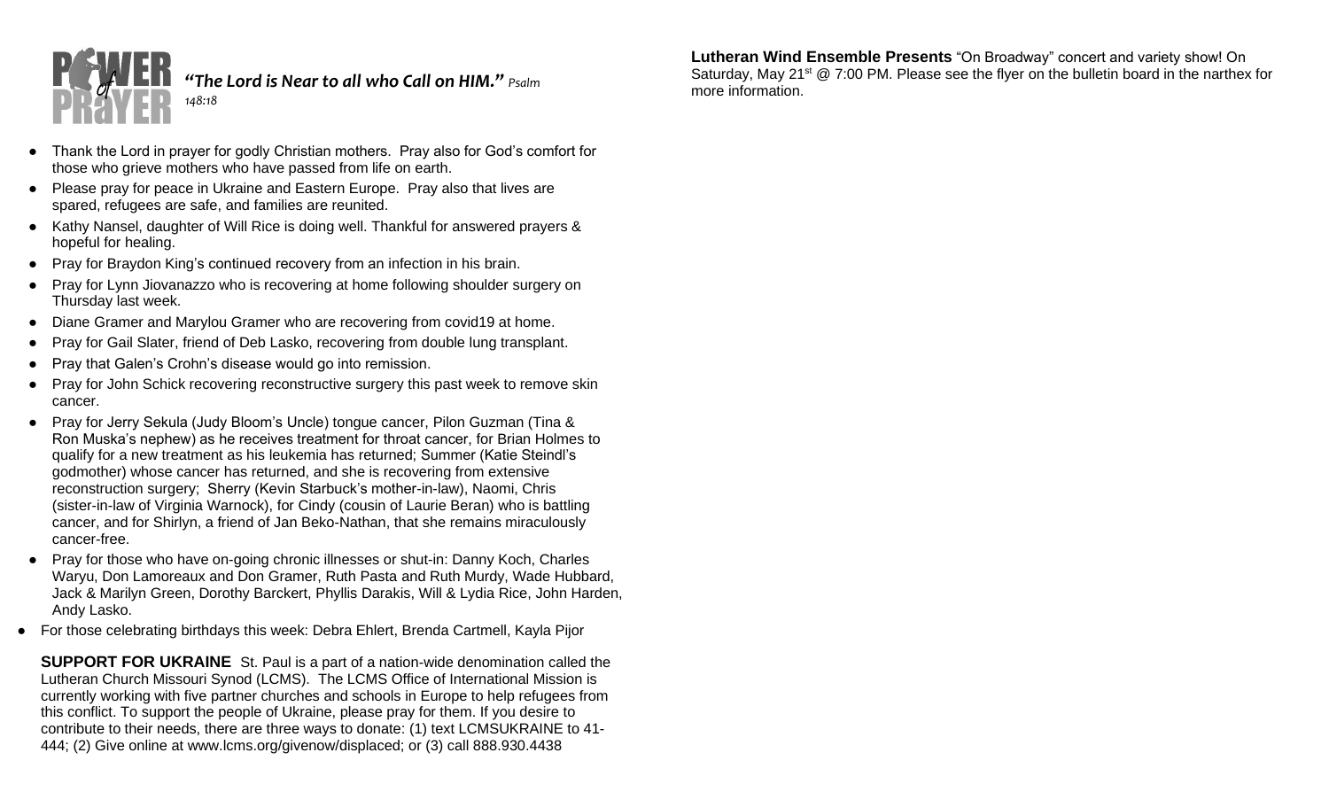# POWER of PRAYER

***"The Lord is Near to all who Call on HIM."*** *Psalm 148:18*

- Thank the Lord in prayer for godly Christian mothers. Pray also for God's comfort for those who grieve mothers who have passed from life on earth.
- Please pray for peace in Ukraine and Eastern Europe. Pray also that lives are spared, refugees are safe, and families are reunited.
- Kathy Nansel, daughter of Will Rice is doing well. Thankful for answered prayers & hopeful for healing.
- Pray for Braydon King's continued recovery from an infection in his brain.
- Pray for Lynn Jiovanazzo who is recovering at home following shoulder surgery on Thursday last week.
- Diane Gramer and Marylou Gramer who are recovering from covid19 at home.
- Pray for Gail Slater, friend of Deb Lasko, recovering from double lung transplant.
- Pray that Galen's Crohn's disease would go into remission.
- Pray for John Schick recovering reconstructive surgery this past week to remove skin cancer.
- Pray for Jerry Sekula (Judy Bloom's Uncle) tongue cancer, Pilon Guzman (Tina & Ron Muska's nephew) as he receives treatment for throat cancer, for Brian Holmes to qualify for a new treatment as his leukemia has returned; Summer (Katie Steindl's godmother) whose cancer has returned, and she is recovering from extensive reconstruction surgery; Sherry (Kevin Starbuck's mother-in-law), Naomi, Chris (sister-in-law of Virginia Warnock), for Cindy (cousin of Laurie Beran) who is battling cancer, and for Shirlyn, a friend of Jan Beko-Nathan, that she remains miraculously cancer-free.
- Pray for those who have on-going chronic illnesses or shut-in: Danny Koch, Charles Waryu, Don Lamoreaux and Don Gramer, Ruth Pasta and Ruth Murdy, Wade Hubbard, Jack & Marilyn Green, Dorothy Barckert, Phyllis Darakis, Will & Lydia Rice, John Harden, Andy Lasko.
- For those celebrating birthdays this week: Debra Ehlert, Brenda Cartmell, Kayla Pijor

**SUPPORT FOR UKRAINE** St. Paul is a part of a nation-wide denomination called the Lutheran Church Missouri Synod (LCMS). The LCMS Office of International Mission is currently working with five partner churches and schools in Europe to help refugees from this conflict. To support the people of Ukraine, please pray for them. If you desire to contribute to their needs, there are three ways to donate: (1) text LCMSUKRAINE to 41-444; (2) Give online at www.lcms.org/givenow/displaced; or (3) call 888.930.4438

**Lutheran Wind Ensemble Presents** "On Broadway" concert and variety show! On Saturday, May 21st @ 7:00 PM. Please see the flyer on the bulletin board in the narthex for more information.